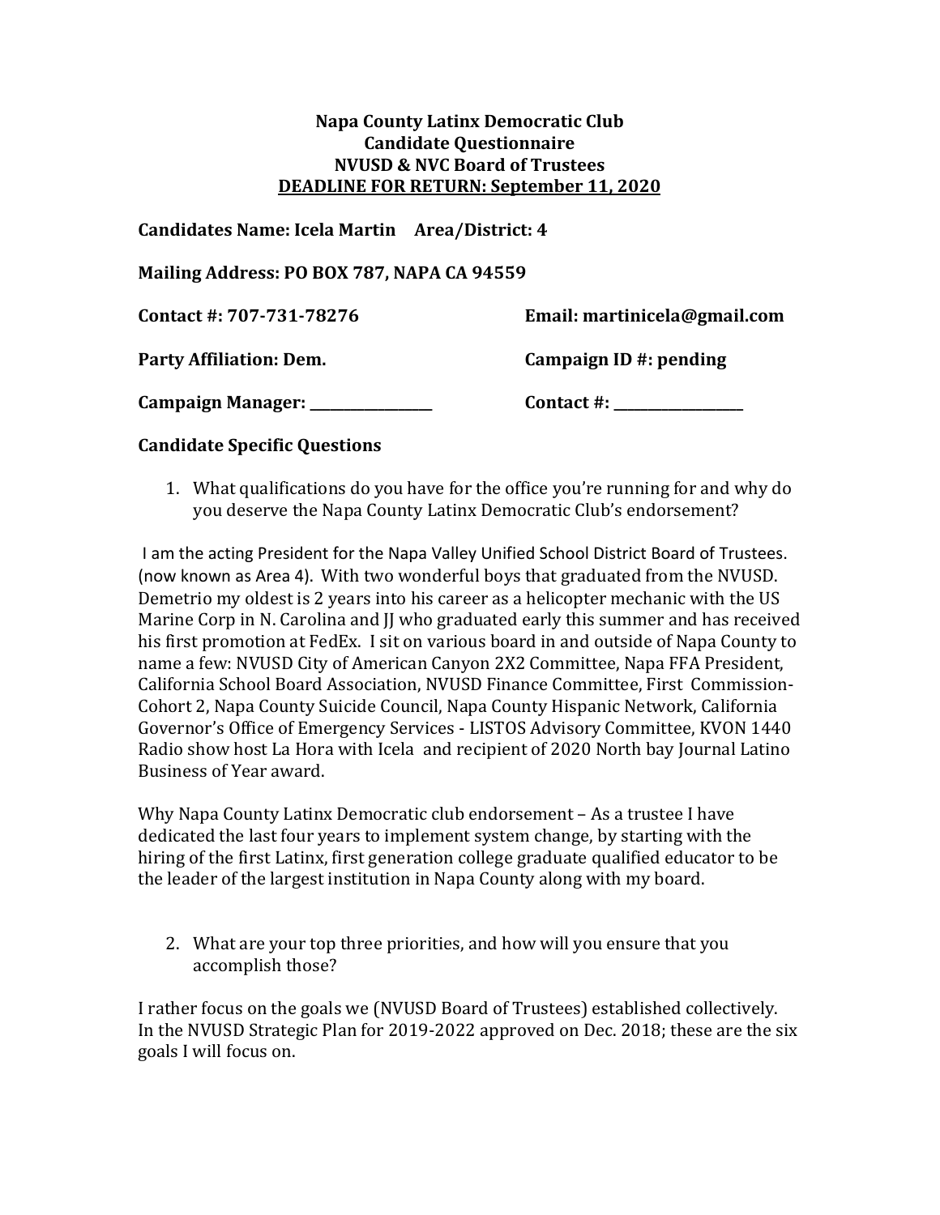**Napa County Latinx Democratic Club**
**Candidate Questionnaire**
**NVUSD & NVC Board of Trustees**
**DEADLINE FOR RETURN: September 11, 2020**

**Candidates Name: Icela Martin    Area/District: 4**

**Mailing Address: PO BOX 787, NAPA CA 94559**

**Contact #: 707-731-78276**    **Email: martinicela@gmail.com**

**Party Affiliation: Dem.**    **Campaign ID #: pending**

**Campaign Manager: ________________**    **Contact #: ________________**

**Candidate Specific Questions**

1. What qualifications do you have for the office you're running for and why do you deserve the Napa County Latinx Democratic Club's endorsement?

I am the acting President for the Napa Valley Unified School District Board of Trustees. (now known as Area 4). With two wonderful boys that graduated from the NVUSD. Demetrio my oldest is 2 years into his career as a helicopter mechanic with the US Marine Corp in N. Carolina and JJ who graduated early this summer and has received his first promotion at FedEx. I sit on various board in and outside of Napa County to name a few: NVUSD City of American Canyon 2X2 Committee, Napa FFA President, California School Board Association, NVUSD Finance Committee, First Commission- Cohort 2, Napa County Suicide Council, Napa County Hispanic Network, California Governor's Office of Emergency Services - LISTOS Advisory Committee, KVON 1440 Radio show host La Hora with Icela and recipient of 2020 North bay Journal Latino Business of Year award.

Why Napa County Latinx Democratic club endorsement – As a trustee I have dedicated the last four years to implement system change, by starting with the hiring of the first Latinx, first generation college graduate qualified educator to be the leader of the largest institution in Napa County along with my board.

2. What are your top three priorities, and how will you ensure that you accomplish those?

I rather focus on the goals we (NVUSD Board of Trustees) established collectively. In the NVUSD Strategic Plan for 2019-2022 approved on Dec. 2018; these are the six goals I will focus on.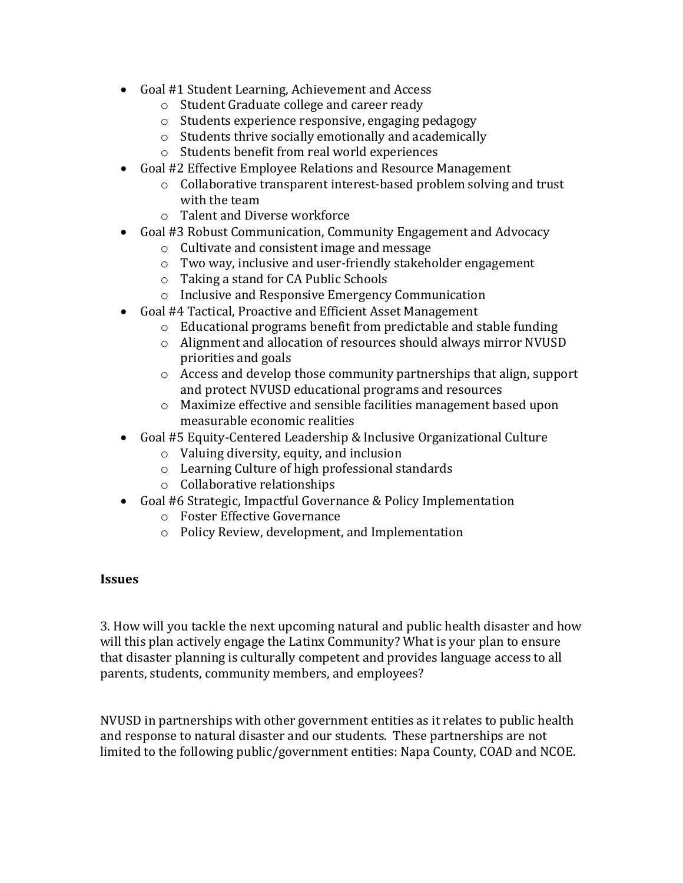- Goal #1 Student Learning, Achievement and Access
  - Student Graduate college and career ready
  - Students experience responsive, engaging pedagogy
  - Students thrive socially emotionally and academically
  - Students benefit from real world experiences
- Goal #2 Effective Employee Relations and Resource Management
  - Collaborative transparent interest-based problem solving and trust with the team
  - Talent and Diverse workforce
- Goal #3 Robust Communication, Community Engagement and Advocacy
  - Cultivate and consistent image and message
  - Two way, inclusive and user-friendly stakeholder engagement
  - Taking a stand for CA Public Schools
  - Inclusive and Responsive Emergency Communication
- Goal #4 Tactical, Proactive and Efficient Asset Management
  - Educational programs benefit from predictable and stable funding
  - Alignment and allocation of resources should always mirror NVUSD priorities and goals
  - Access and develop those community partnerships that align, support and protect NVUSD educational programs and resources
  - Maximize effective and sensible facilities management based upon measurable economic realities
- Goal #5 Equity-Centered Leadership & Inclusive Organizational Culture
  - Valuing diversity, equity, and inclusion
  - Learning Culture of high professional standards
  - Collaborative relationships
- Goal #6 Strategic, Impactful Governance & Policy Implementation
  - Foster Effective Governance
  - Policy Review, development, and Implementation

**Issues**

3. How will you tackle the next upcoming natural and public health disaster and how will this plan actively engage the Latinx Community? What is your plan to ensure that disaster planning is culturally competent and provides language access to all parents, students, community members, and employees?

NVUSD in partnerships with other government entities as it relates to public health and response to natural disaster and our students. These partnerships are not limited to the following public/government entities: Napa County, COAD and NCOE.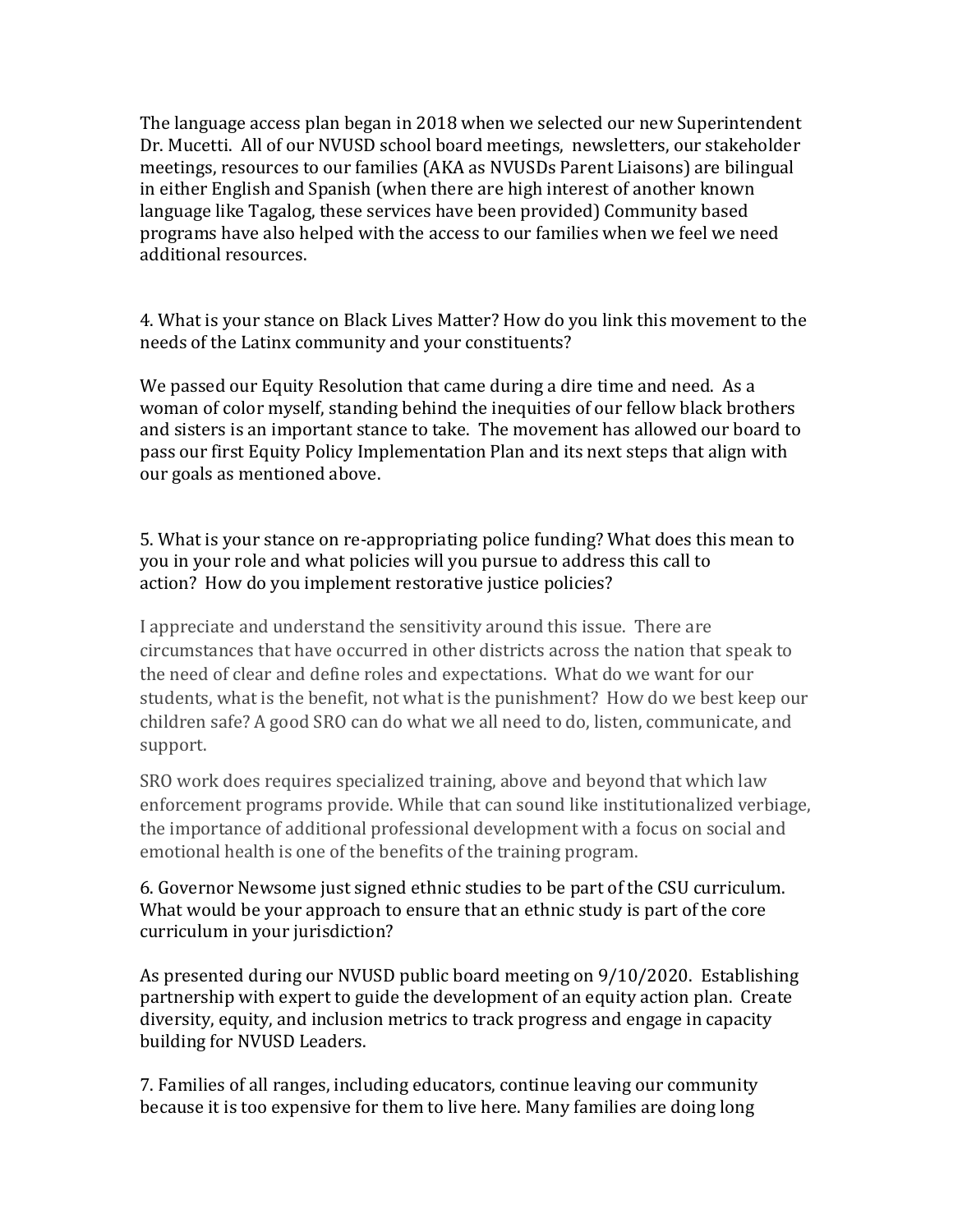The language access plan began in 2018 when we selected our new Superintendent Dr. Mucetti. All of our NVUSD school board meetings, newsletters, our stakeholder meetings, resources to our families (AKA as NVUSDs Parent Liaisons) are bilingual in either English and Spanish (when there are high interest of another known language like Tagalog, these services have been provided) Community based programs have also helped with the access to our families when we feel we need additional resources.

4. What is your stance on Black Lives Matter? How do you link this movement to the needs of the Latinx community and your constituents?

We passed our Equity Resolution that came during a dire time and need. As a woman of color myself, standing behind the inequities of our fellow black brothers and sisters is an important stance to take. The movement has allowed our board to pass our first Equity Policy Implementation Plan and its next steps that align with our goals as mentioned above.

5. What is your stance on re-appropriating police funding? What does this mean to you in your role and what policies will you pursue to address this call to action? How do you implement restorative justice policies?

I appreciate and understand the sensitivity around this issue. There are circumstances that have occurred in other districts across the nation that speak to the need of clear and define roles and expectations. What do we want for our students, what is the benefit, not what is the punishment? How do we best keep our children safe? A good SRO can do what we all need to do, listen, communicate, and support.

SRO work does requires specialized training, above and beyond that which law enforcement programs provide. While that can sound like institutionalized verbiage, the importance of additional professional development with a focus on social and emotional health is one of the benefits of the training program.

6. Governor Newsome just signed ethnic studies to be part of the CSU curriculum. What would be your approach to ensure that an ethnic study is part of the core curriculum in your jurisdiction?

As presented during our NVUSD public board meeting on 9/10/2020. Establishing partnership with expert to guide the development of an equity action plan. Create diversity, equity, and inclusion metrics to track progress and engage in capacity building for NVUSD Leaders.

7. Families of all ranges, including educators, continue leaving our community because it is too expensive for them to live here. Many families are doing long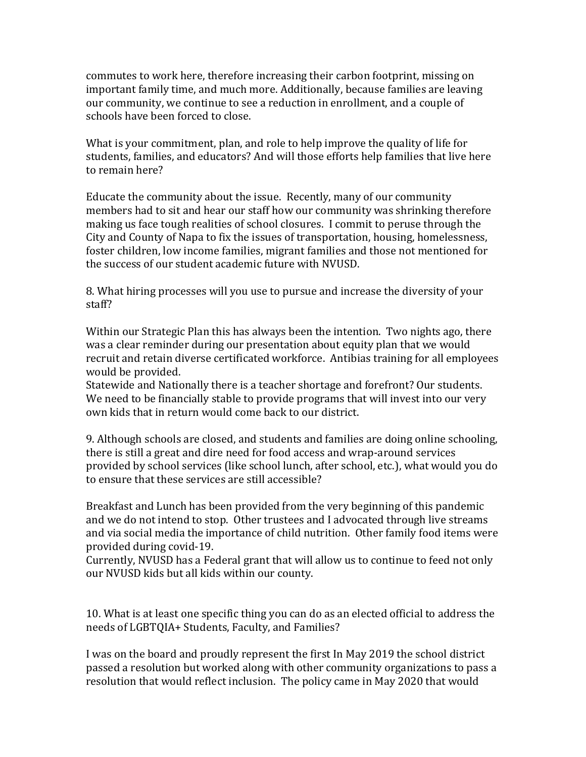commutes to work here, therefore increasing their carbon footprint, missing on important family time, and much more. Additionally, because families are leaving our community, we continue to see a reduction in enrollment, and a couple of schools have been forced to close.

What is your commitment, plan, and role to help improve the quality of life for students, families, and educators? And will those efforts help families that live here to remain here?

Educate the community about the issue. Recently, many of our community members had to sit and hear our staff how our community was shrinking therefore making us face tough realities of school closures. I commit to peruse through the City and County of Napa to fix the issues of transportation, housing, homelessness, foster children, low income families, migrant families and those not mentioned for the success of our student academic future with NVUSD.

8. What hiring processes will you use to pursue and increase the diversity of your staff?

Within our Strategic Plan this has always been the intention. Two nights ago, there was a clear reminder during our presentation about equity plan that we would recruit and retain diverse certificated workforce. Antibias training for all employees would be provided.
Statewide and Nationally there is a teacher shortage and forefront? Our students. We need to be financially stable to provide programs that will invest into our very own kids that in return would come back to our district.

9. Although schools are closed, and students and families are doing online schooling, there is still a great and dire need for food access and wrap-around services provided by school services (like school lunch, after school, etc.), what would you do to ensure that these services are still accessible?

Breakfast and Lunch has been provided from the very beginning of this pandemic and we do not intend to stop. Other trustees and I advocated through live streams and via social media the importance of child nutrition. Other family food items were provided during covid-19.
Currently, NVUSD has a Federal grant that will allow us to continue to feed not only our NVUSD kids but all kids within our county.

10. What is at least one specific thing you can do as an elected official to address the needs of LGBTQIA+ Students, Faculty, and Families?

I was on the board and proudly represent the first In May 2019 the school district passed a resolution but worked along with other community organizations to pass a resolution that would reflect inclusion. The policy came in May 2020 that would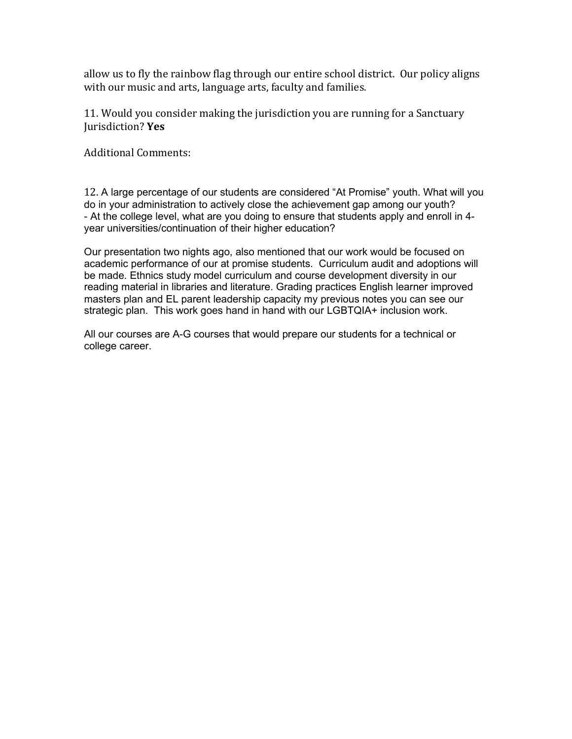allow us to fly the rainbow flag through our entire school district. Our policy aligns with our music and arts, language arts, faculty and families.

11. Would you consider making the jurisdiction you are running for a Sanctuary Jurisdiction? **Yes**

Additional Comments:

12. A large percentage of our students are considered "At Promise" youth. What will you do in your administration to actively close the achievement gap among our youth?
- At the college level, what are you doing to ensure that students apply and enroll in 4-year universities/continuation of their higher education?

Our presentation two nights ago, also mentioned that our work would be focused on academic performance of our at promise students. Curriculum audit and adoptions will be made. Ethnics study model curriculum and course development diversity in our reading material in libraries and literature. Grading practices English learner improved masters plan and EL parent leadership capacity my previous notes you can see our strategic plan. This work goes hand in hand with our LGBTQIA+ inclusion work.

All our courses are A-G courses that would prepare our students for a technical or college career.